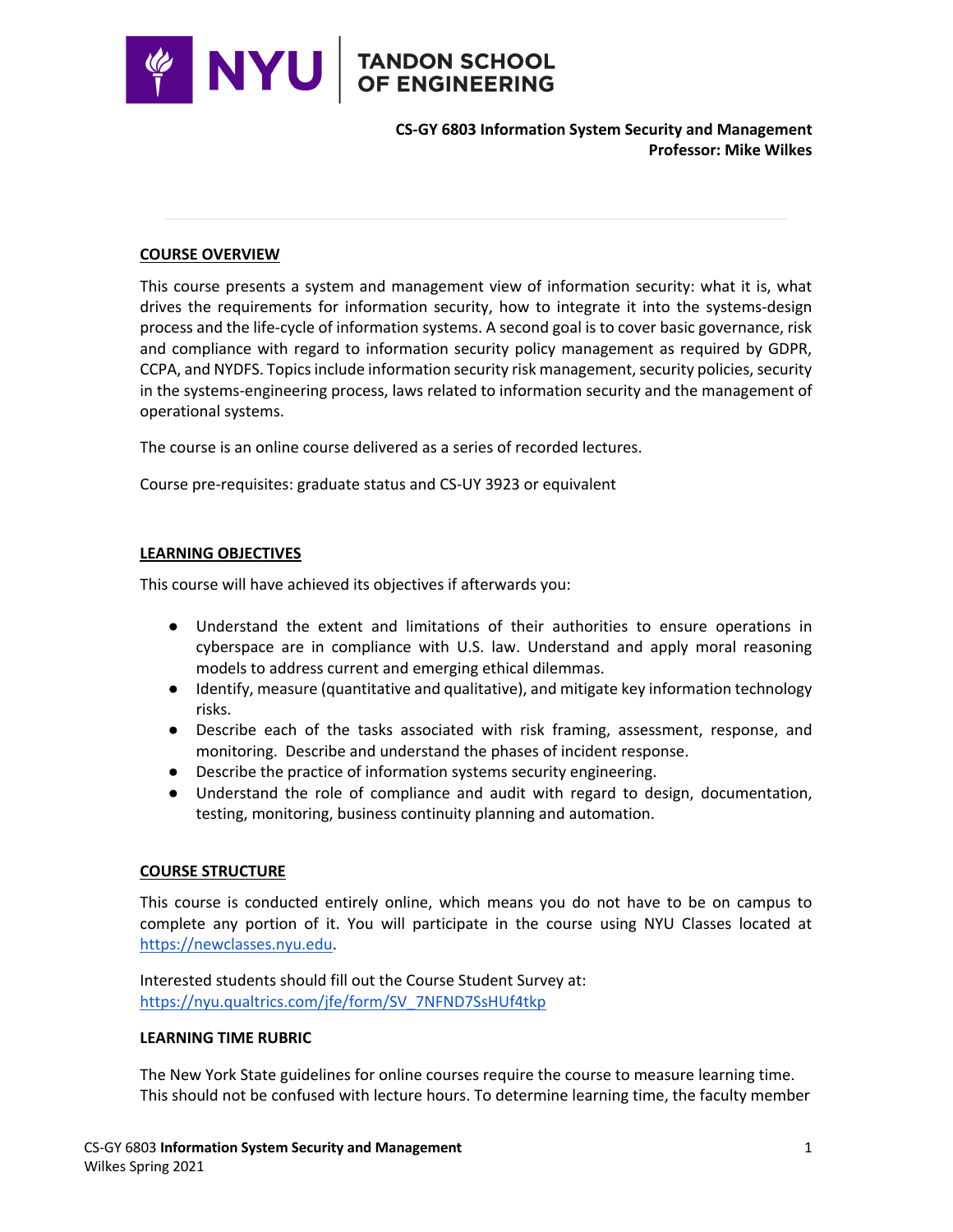**CS-GY 6803 Information System Security and Management**
**Professor: Mike Wilkes**

## COURSE OVERVIEW

This course presents a system and management view of information security: what it is, what drives the requirements for information security, how to integrate it into the systems-design process and the life-cycle of information systems. A second goal is to cover basic governance, risk and compliance with regard to information security policy management as required by GDPR, CCPA, and NYDFS. Topics include information security risk management, security policies, security in the systems-engineering process, laws related to information security and the management of operational systems.

The course is an online course delivered as a series of recorded lectures.

Course pre-requisites: graduate status and CS-UY 3923 or equivalent

## LEARNING OBJECTIVES

This course will have achieved its objectives if afterwards you:

- Understand the extent and limitations of their authorities to ensure operations in cyberspace are in compliance with U.S. law. Understand and apply moral reasoning models to address current and emerging ethical dilemmas.
- Identify, measure (quantitative and qualitative), and mitigate key information technology risks.
- Describe each of the tasks associated with risk framing, assessment, response, and monitoring. Describe and understand the phases of incident response.
- Describe the practice of information systems security engineering.
- Understand the role of compliance and audit with regard to design, documentation, testing, monitoring, business continuity planning and automation.

## COURSE STRUCTURE

This course is conducted entirely online, which means you do not have to be on campus to complete any portion of it. You will participate in the course using NYU Classes located at [https://newclasses.nyu.edu](https://newclasses.nyu.edu).

Interested students should fill out the Course Student Survey at:
[https://nyu.qualtrics.com/jfe/form/SV_7NFND7SsHUf4tkp](https://nyu.qualtrics.com/jfe/form/SV_7NFND7SsHUf4tkp)

### LEARNING TIME RUBRIC

The New York State guidelines for online courses require the course to measure learning time. This should not be confused with lecture hours. To determine learning time, the faculty member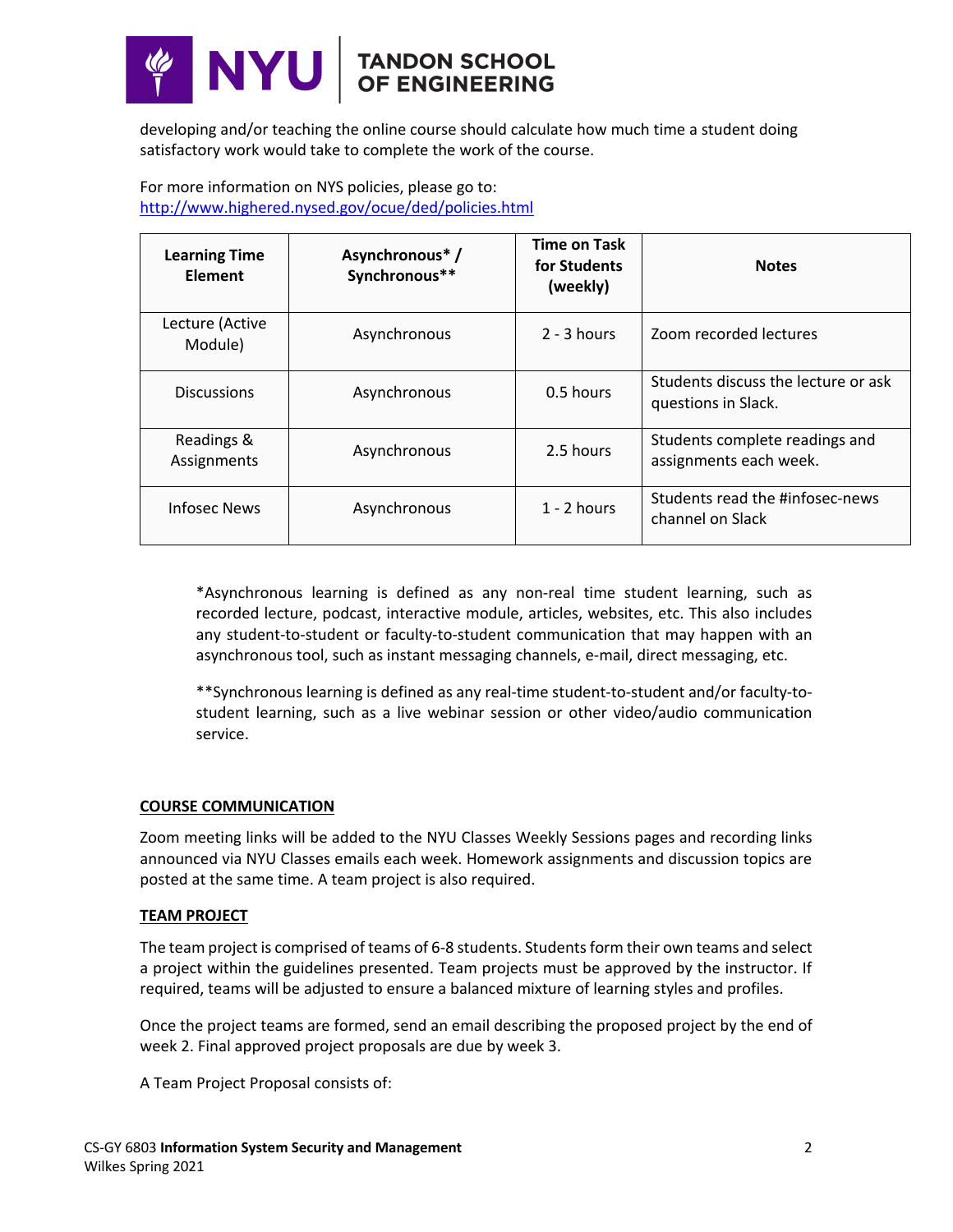developing and/or teaching the online course should calculate how much time a student doing satisfactory work would take to complete the work of the course.

For more information on NYS policies, please go to:
http://www.highered.nysed.gov/ocue/ded/policies.html

| Learning Time Element | Asynchronous* / Synchronous** | Time on Task for Students (weekly) | Notes |
|---|---|---|---|
| Lecture (Active Module) | Asynchronous | 2 - 3 hours | Zoom recorded lectures |
| Discussions | Asynchronous | 0.5 hours | Students discuss the lecture or ask questions in Slack. |
| Readings & Assignments | Asynchronous | 2.5 hours | Students complete readings and assignments each week. |
| Infosec News | Asynchronous | 1 - 2 hours | Students read the #infosec-news channel on Slack |

*Asynchronous learning is defined as any non-real time student learning, such as recorded lecture, podcast, interactive module, articles, websites, etc. This also includes any student-to-student or faculty-to-student communication that may happen with an asynchronous tool, such as instant messaging channels, e-mail, direct messaging, etc.

**Synchronous learning is defined as any real-time student-to-student and/or faculty-to-student learning, such as a live webinar session or other video/audio communication service.

## COURSE COMMUNICATION

Zoom meeting links will be added to the NYU Classes Weekly Sessions pages and recording links announced via NYU Classes emails each week. Homework assignments and discussion topics are posted at the same time. A team project is also required.

## TEAM PROJECT

The team project is comprised of teams of 6-8 students. Students form their own teams and select a project within the guidelines presented. Team projects must be approved by the instructor. If required, teams will be adjusted to ensure a balanced mixture of learning styles and profiles.

Once the project teams are formed, send an email describing the proposed project by the end of week 2. Final approved project proposals are due by week 3.

A Team Project Proposal consists of: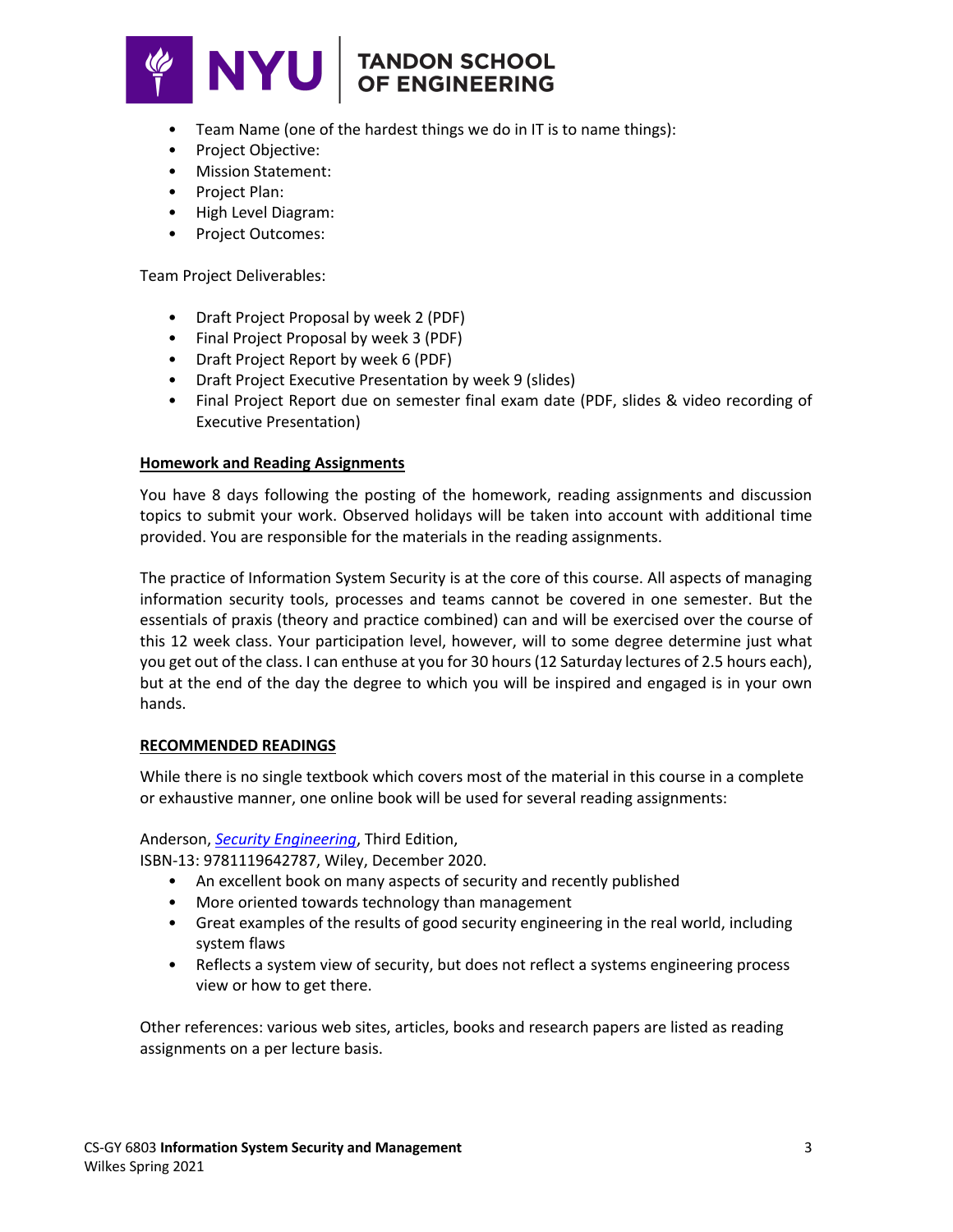- Team Name (one of the hardest things we do in IT is to name things):
- Project Objective:
- Mission Statement:
- Project Plan:
- High Level Diagram:
- Project Outcomes:

Team Project Deliverables:

- Draft Project Proposal by week 2 (PDF)
- Final Project Proposal by week 3 (PDF)
- Draft Project Report by week 6 (PDF)
- Draft Project Executive Presentation by week 9 (slides)
- Final Project Report due on semester final exam date (PDF, slides & video recording of Executive Presentation)

**Homework and Reading Assignments**

You have 8 days following the posting of the homework, reading assignments and discussion topics to submit your work. Observed holidays will be taken into account with additional time provided. You are responsible for the materials in the reading assignments.

The practice of Information System Security is at the core of this course. All aspects of managing information security tools, processes and teams cannot be covered in one semester. But the essentials of praxis (theory and practice combined) can and will be exercised over the course of this 12 week class. Your participation level, however, will to some degree determine just what you get out of the class. I can enthuse at you for 30 hours (12 Saturday lectures of 2.5 hours each), but at the end of the day the degree to which you will be inspired and engaged is in your own hands.

**RECOMMENDED READINGS**

While there is no single textbook which covers most of the material in this course in a complete or exhaustive manner, one online book will be used for several reading assignments:

Anderson, *Security Engineering*, Third Edition,
ISBN-13: 9781119642787, Wiley, December 2020.

- An excellent book on many aspects of security and recently published
- More oriented towards technology than management
- Great examples of the results of good security engineering in the real world, including system flaws
- Reflects a system view of security, but does not reflect a systems engineering process view or how to get there.

Other references: various web sites, articles, books and research papers are listed as reading assignments on a per lecture basis.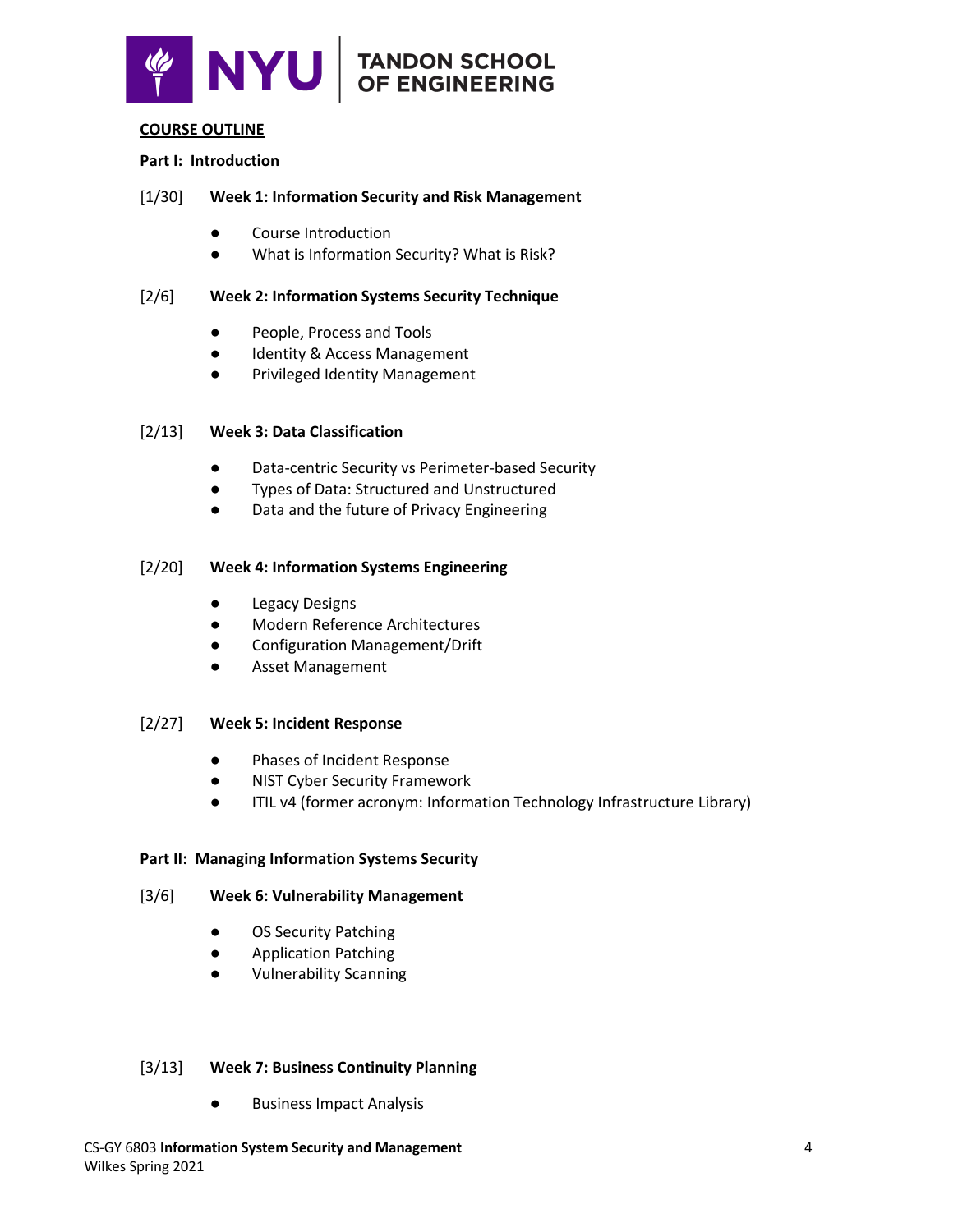## COURSE OUTLINE

### Part I: Introduction

[1/30] **Week 1: Information Security and Risk Management**

- Course Introduction
- What is Information Security? What is Risk?

[2/6] **Week 2: Information Systems Security Technique**

- People, Process and Tools
- Identity & Access Management
- Privileged Identity Management

[2/13] **Week 3: Data Classification**

- Data-centric Security vs Perimeter-based Security
- Types of Data: Structured and Unstructured
- Data and the future of Privacy Engineering

[2/20] **Week 4: Information Systems Engineering**

- Legacy Designs
- Modern Reference Architectures
- Configuration Management/Drift
- Asset Management

[2/27] **Week 5: Incident Response**

- Phases of Incident Response
- NIST Cyber Security Framework
- ITIL v4 (former acronym: Information Technology Infrastructure Library)

### Part II: Managing Information Systems Security

[3/6] **Week 6: Vulnerability Management**

- OS Security Patching
- Application Patching
- Vulnerability Scanning

[3/13] **Week 7: Business Continuity Planning**

- Business Impact Analysis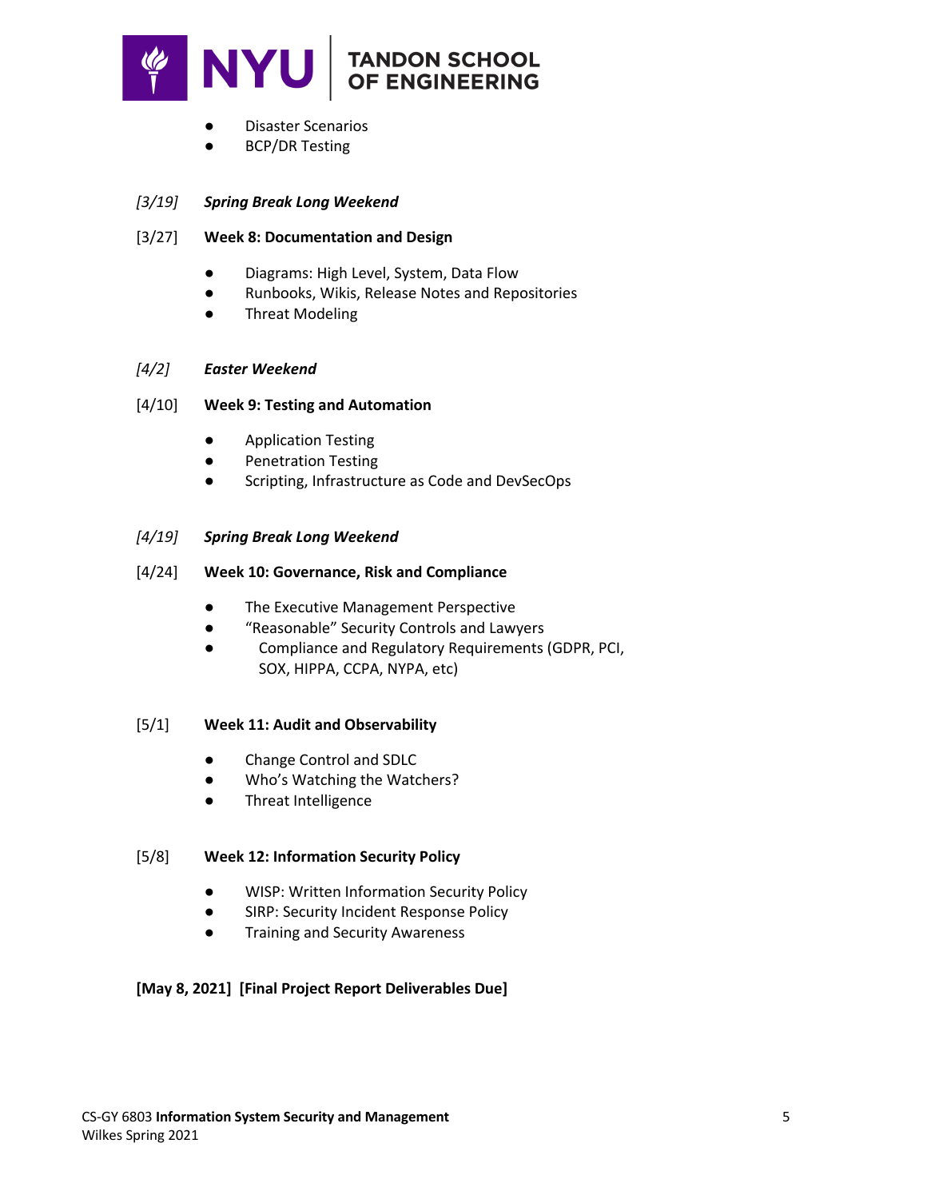- Disaster Scenarios
- BCP/DR Testing

*[3/19]* ***Spring Break Long Weekend***

[3/27] **Week 8: Documentation and Design**

- Diagrams: High Level, System, Data Flow
- Runbooks, Wikis, Release Notes and Repositories
- Threat Modeling

*[4/2]* ***Easter Weekend***

[4/10] **Week 9: Testing and Automation**

- Application Testing
- Penetration Testing
- Scripting, Infrastructure as Code and DevSecOps

*[4/19]* ***Spring Break Long Weekend***

[4/24] **Week 10: Governance, Risk and Compliance**

- The Executive Management Perspective
- "Reasonable" Security Controls and Lawyers
- Compliance and Regulatory Requirements (GDPR, PCI, SOX, HIPPA, CCPA, NYPA, etc)

[5/1] **Week 11: Audit and Observability**

- Change Control and SDLC
- Who's Watching the Watchers?
- Threat Intelligence

[5/8] **Week 12: Information Security Policy**

- WISP: Written Information Security Policy
- SIRP: Security Incident Response Policy
- Training and Security Awareness

**[May 8, 2021] [Final Project Report Deliverables Due]**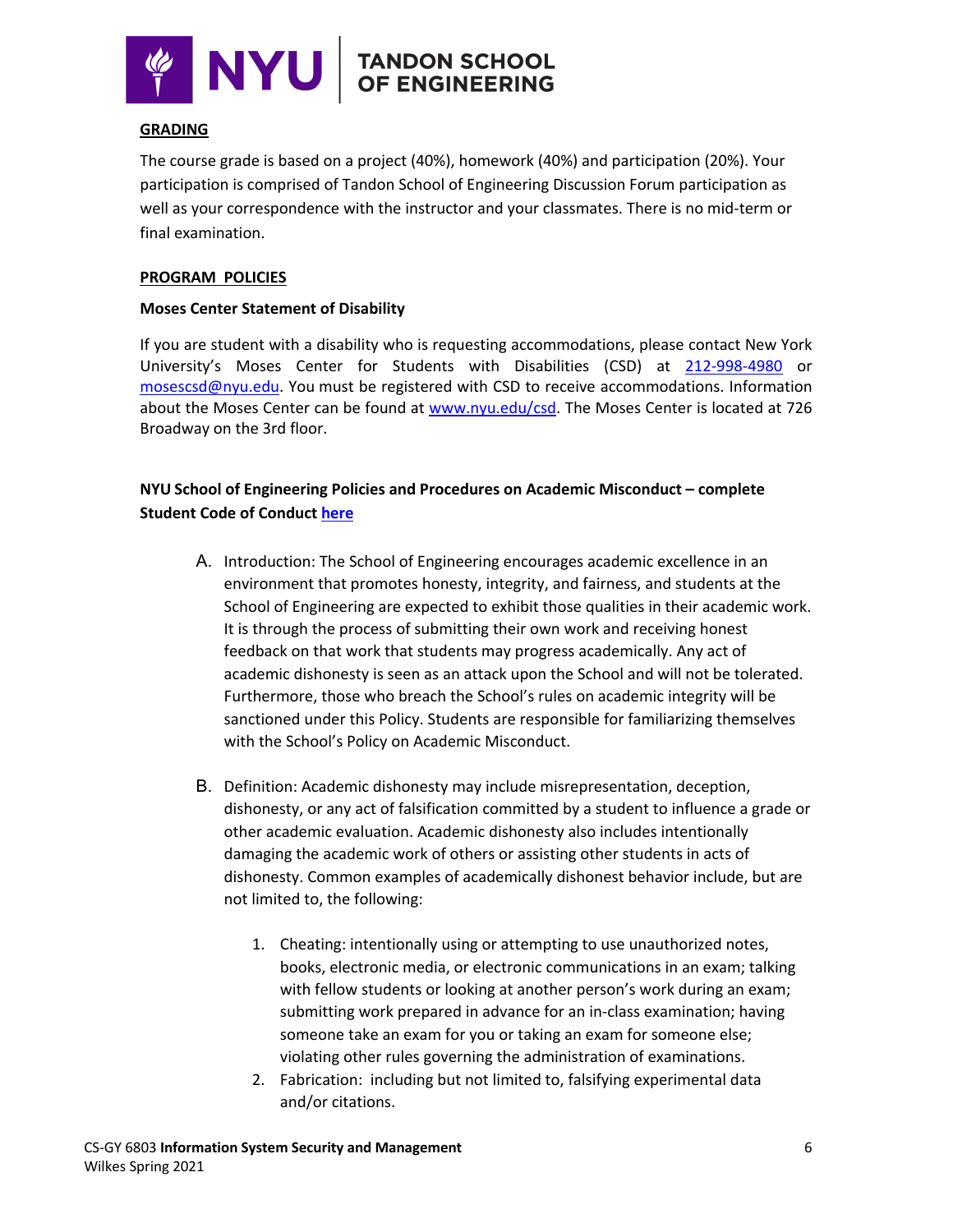## GRADING

The course grade is based on a project (40%), homework (40%) and participation (20%). Your participation is comprised of Tandon School of Engineering Discussion Forum participation as well as your correspondence with the instructor and your classmates. There is no mid-term or final examination.

## PROGRAM POLICIES

### Moses Center Statement of Disability

If you are student with a disability who is requesting accommodations, please contact New York University's Moses Center for Students with Disabilities (CSD) at 212-998-4980 or mosescsd@nyu.edu. You must be registered with CSD to receive accommodations. Information about the Moses Center can be found at www.nyu.edu/csd. The Moses Center is located at 726 Broadway on the 3rd floor.

### NYU School of Engineering Policies and Procedures on Academic Misconduct – complete Student Code of Conduct here

A. Introduction: The School of Engineering encourages academic excellence in an environment that promotes honesty, integrity, and fairness, and students at the School of Engineering are expected to exhibit those qualities in their academic work. It is through the process of submitting their own work and receiving honest feedback on that work that students may progress academically. Any act of academic dishonesty is seen as an attack upon the School and will not be tolerated. Furthermore, those who breach the School's rules on academic integrity will be sanctioned under this Policy. Students are responsible for familiarizing themselves with the School's Policy on Academic Misconduct.

B. Definition: Academic dishonesty may include misrepresentation, deception, dishonesty, or any act of falsification committed by a student to influence a grade or other academic evaluation. Academic dishonesty also includes intentionally damaging the academic work of others or assisting other students in acts of dishonesty. Common examples of academically dishonest behavior include, but are not limited to, the following:

1. Cheating: intentionally using or attempting to use unauthorized notes, books, electronic media, or electronic communications in an exam; talking with fellow students or looking at another person's work during an exam; submitting work prepared in advance for an in-class examination; having someone take an exam for you or taking an exam for someone else; violating other rules governing the administration of examinations.
2. Fabrication: including but not limited to, falsifying experimental data and/or citations.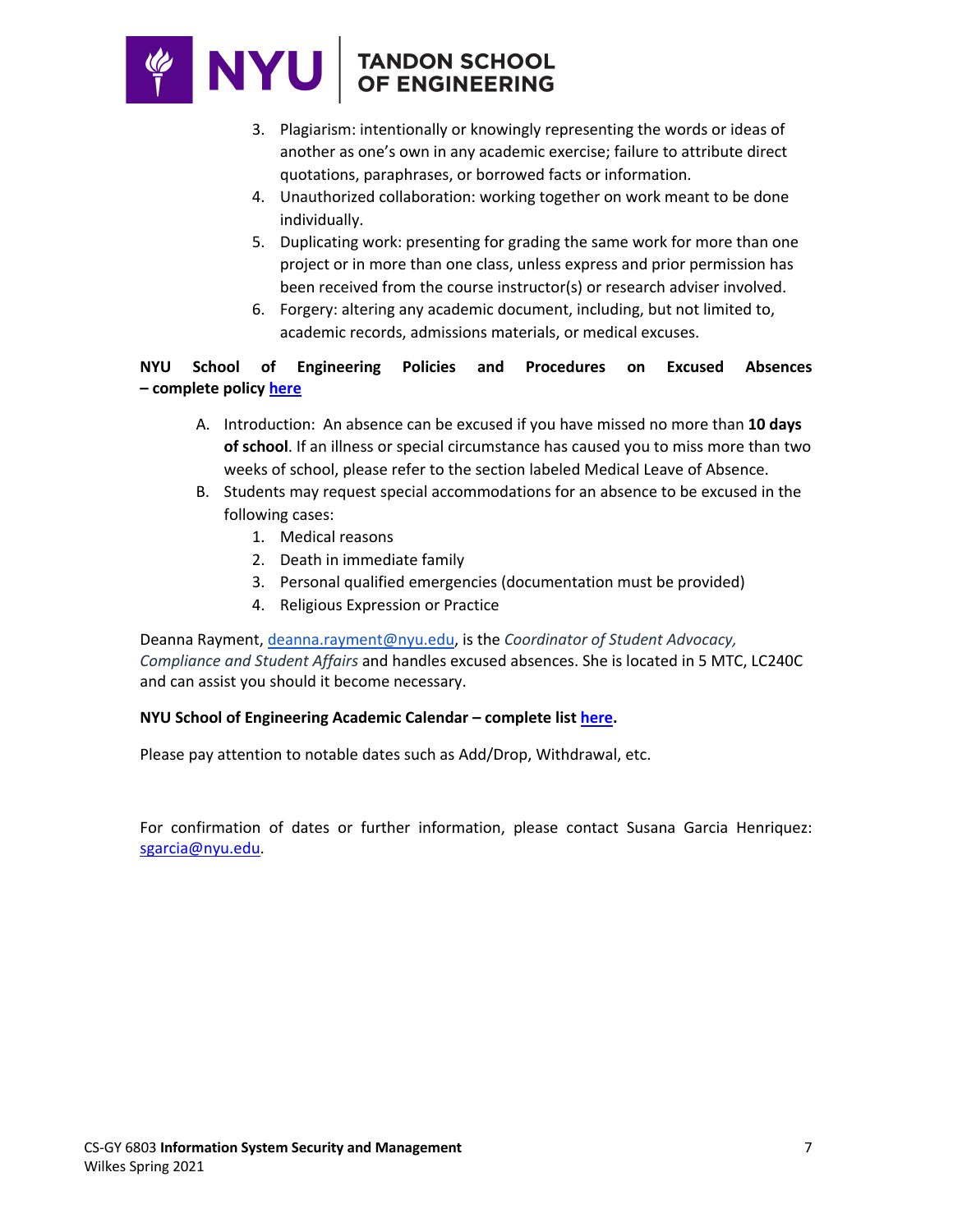3. Plagiarism: intentionally or knowingly representing the words or ideas of another as one's own in any academic exercise; failure to attribute direct quotations, paraphrases, or borrowed facts or information.
4. Unauthorized collaboration: working together on work meant to be done individually.
5. Duplicating work: presenting for grading the same work for more than one project or in more than one class, unless express and prior permission has been received from the course instructor(s) or research adviser involved.
6. Forgery: altering any academic document, including, but not limited to, academic records, admissions materials, or medical excuses.

**NYU School of Engineering Policies and Procedures on Excused Absences – complete policy here**

A. Introduction: An absence can be excused if you have missed no more than **10 days of school**. If an illness or special circumstance has caused you to miss more than two weeks of school, please refer to the section labeled Medical Leave of Absence.
B. Students may request special accommodations for an absence to be excused in the following cases:
   1. Medical reasons
   2. Death in immediate family
   3. Personal qualified emergencies (documentation must be provided)
   4. Religious Expression or Practice

Deanna Rayment, deanna.rayment@nyu.edu, is the *Coordinator of Student Advocacy, Compliance and Student Affairs* and handles excused absences. She is located in 5 MTC, LC240C and can assist you should it become necessary.

**NYU School of Engineering Academic Calendar – complete list here.**

Please pay attention to notable dates such as Add/Drop, Withdrawal, etc.

For confirmation of dates or further information, please contact Susana Garcia Henriquez: sgarcia@nyu.edu.